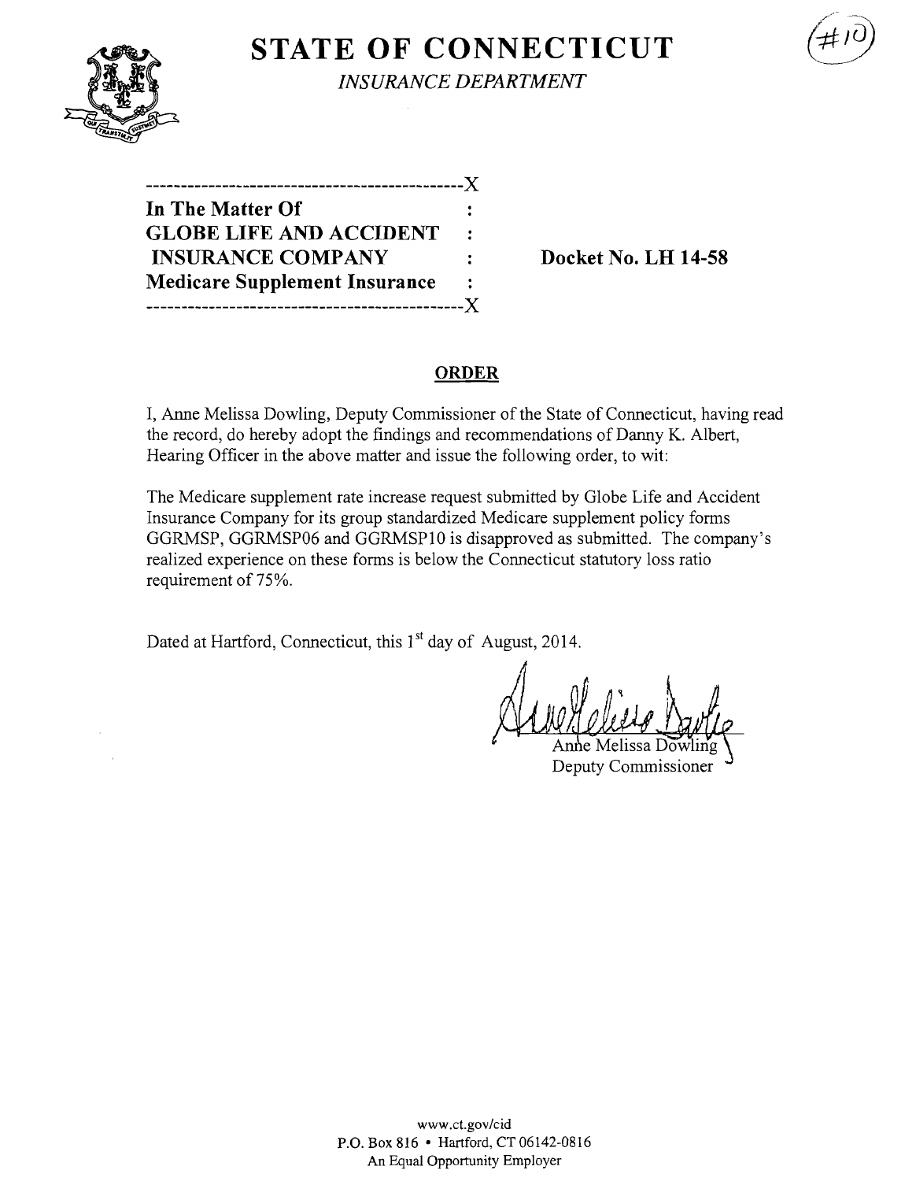# STATE OF CONNECTICUT

*INSURANCE DEPARTMENT*

(#10)

---X

**In The Matter Of** :
**GLOBE LIFE AND ACCIDENT** :
**INSURANCE COMPANY** : **Docket No. LH 14-58**
**Medicare Supplement Insurance** :

---X

## ORDER

I, Anne Melissa Dowling, Deputy Commissioner of the State of Connecticut, having read the record, do hereby adopt the findings and recommendations of Danny K. Albert, Hearing Officer in the above matter and issue the following order, to wit:

The Medicare supplement rate increase request submitted by Globe Life and Accident Insurance Company for its group standardized Medicare supplement policy forms GGRMSP, GGRMSP06 and GGRMSP10 is disapproved as submitted. The company's realized experience on these forms is below the Connecticut statutory loss ratio requirement of 75%.

Dated at Hartford, Connecticut, this 1st day of August, 2014.

Anne Melissa Dowling
Deputy Commissioner

www.ct.gov/cid
P.O. Box 816 • Hartford, CT 06142-0816
An Equal Opportunity Employer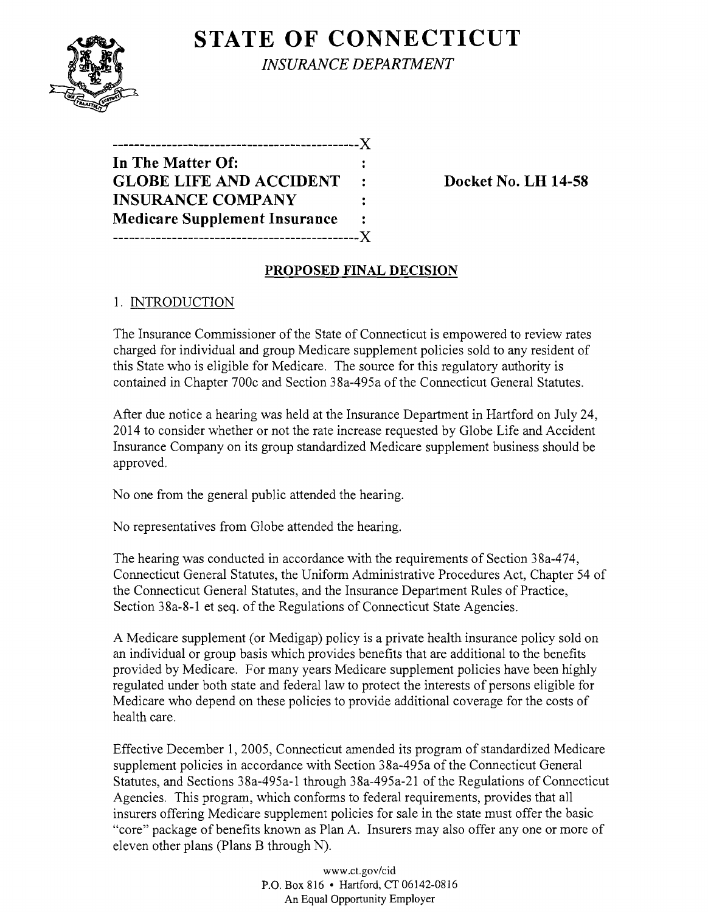# STATE OF CONNECTICUT

*INSURANCE DEPARTMENT*

```
----------------------------------------------X
In The Matter Of:                             :
GLOBE LIFE AND ACCIDENT                       :
INSURANCE COMPANY                             :
Medicare Supplement Insurance                 :
----------------------------------------------X
```

**Docket No. LH 14-58**

## PROPOSED FINAL DECISION

### 1. INTRODUCTION

The Insurance Commissioner of the State of Connecticut is empowered to review rates charged for individual and group Medicare supplement policies sold to any resident of this State who is eligible for Medicare. The source for this regulatory authority is contained in Chapter 700c and Section 38a-495a of the Connecticut General Statutes.

After due notice a hearing was held at the Insurance Department in Hartford on July 24, 2014 to consider whether or not the rate increase requested by Globe Life and Accident Insurance Company on its group standardized Medicare supplement business should be approved.

No one from the general public attended the hearing.

No representatives from Globe attended the hearing.

The hearing was conducted in accordance with the requirements of Section 38a-474, Connecticut General Statutes, the Uniform Administrative Procedures Act, Chapter 54 of the Connecticut General Statutes, and the Insurance Department Rules of Practice, Section 38a-8-1 et seq. of the Regulations of Connecticut State Agencies.

A Medicare supplement (or Medigap) policy is a private health insurance policy sold on an individual or group basis which provides benefits that are additional to the benefits provided by Medicare. For many years Medicare supplement policies have been highly regulated under both state and federal law to protect the interests of persons eligible for Medicare who depend on these policies to provide additional coverage for the costs of health care.

Effective December 1, 2005, Connecticut amended its program of standardized Medicare supplement policies in accordance with Section 38a-495a of the Connecticut General Statutes, and Sections 38a-495a-1 through 38a-495a-21 of the Regulations of Connecticut Agencies. This program, which conforms to federal requirements, provides that all insurers offering Medicare supplement policies for sale in the state must offer the basic "core" package of benefits known as Plan A. Insurers may also offer any one or more of eleven other plans (Plans B through N).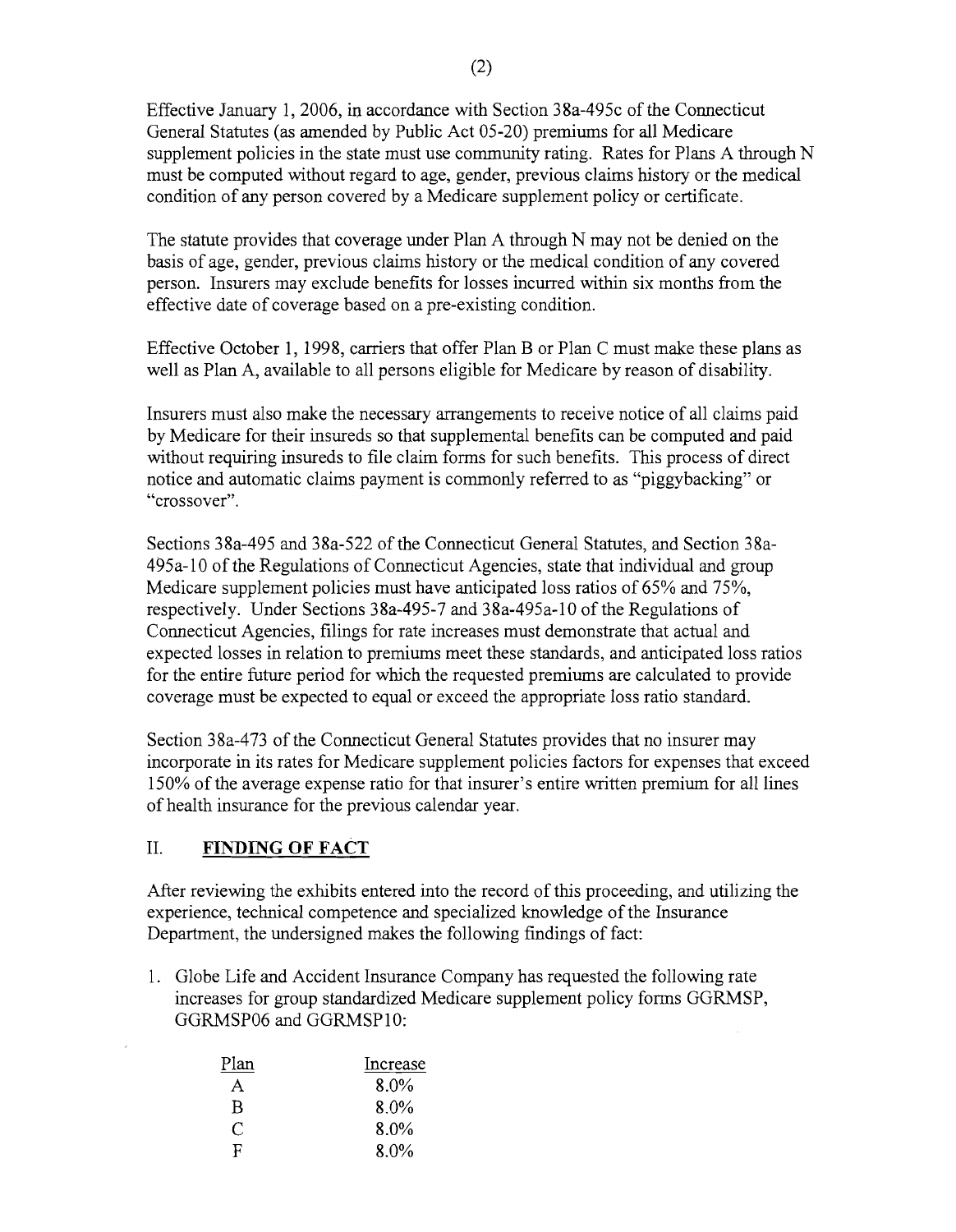Effective January 1, 2006, in accordance with Section 38a-495c of the Connecticut General Statutes (as amended by Public Act 05-20) premiums for all Medicare supplement policies in the state must use community rating. Rates for Plans A through N must be computed without regard to age, gender, previous claims history or the medical condition of any person covered by a Medicare supplement policy or certificate.

The statute provides that coverage under Plan A through N may not be denied on the basis of age, gender, previous claims history or the medical condition of any covered person. Insurers may exclude benefits for losses incurred within six months from the effective date of coverage based on a pre-existing condition.

Effective October 1, 1998, carriers that offer Plan B or Plan C must make these plans as well as Plan A, available to all persons eligible for Medicare by reason of disability.

Insurers must also make the necessary arrangements to receive notice of all claims paid by Medicare for their insureds so that supplemental benefits can be computed and paid without requiring insureds to file claim forms for such benefits. This process of direct notice and automatic claims payment is commonly referred to as "piggybacking" or "crossover".

Sections 38a-495 and 38a-522 of the Connecticut General Statutes, and Section 38a-495a-10 of the Regulations of Connecticut Agencies, state that individual and group Medicare supplement policies must have anticipated loss ratios of 65% and 75%, respectively. Under Sections 38a-495-7 and 38a-495a-10 of the Regulations of Connecticut Agencies, filings for rate increases must demonstrate that actual and expected losses in relation to premiums meet these standards, and anticipated loss ratios for the entire future period for which the requested premiums are calculated to provide coverage must be expected to equal or exceed the appropriate loss ratio standard.

Section 38a-473 of the Connecticut General Statutes provides that no insurer may incorporate in its rates for Medicare supplement policies factors for expenses that exceed 150% of the average expense ratio for that insurer's entire written premium for all lines of health insurance for the previous calendar year.

## II. FINDING OF FACT

After reviewing the exhibits entered into the record of this proceeding, and utilizing the experience, technical competence and specialized knowledge of the Insurance Department, the undersigned makes the following findings of fact:

1. Globe Life and Accident Insurance Company has requested the following rate increases for group standardized Medicare supplement policy forms GGRMSP, GGRMSP06 and GGRMSP10:

| Plan | Increase |
|---|---|
| A | 8.0% |
| B | 8.0% |
| C | 8.0% |
| F | 8.0% |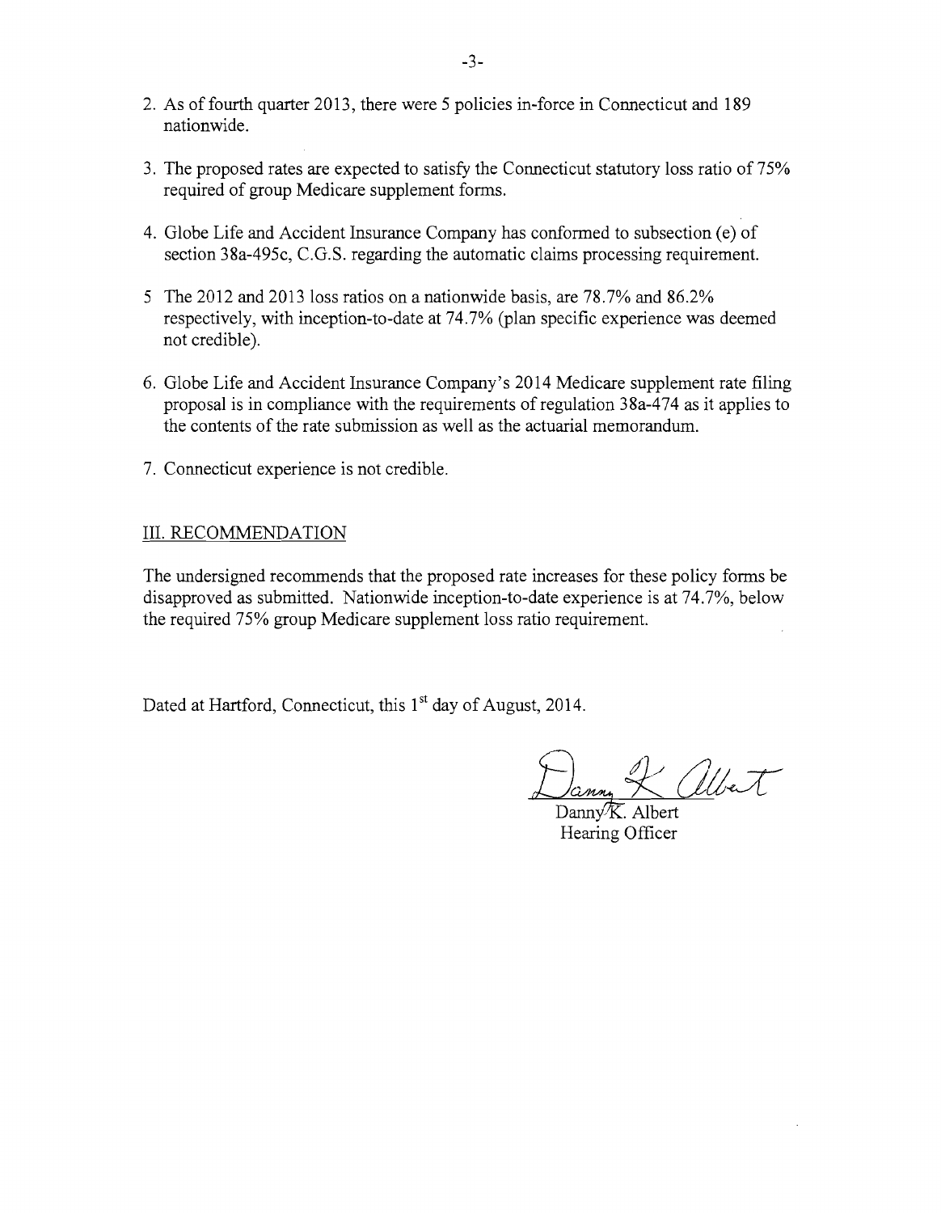2. As of fourth quarter 2013, there were 5 policies in-force in Connecticut and 189 nationwide.

3. The proposed rates are expected to satisfy the Connecticut statutory loss ratio of 75% required of group Medicare supplement forms.

4. Globe Life and Accident Insurance Company has conformed to subsection (e) of section 38a-495c, C.G.S. regarding the automatic claims processing requirement.

5 The 2012 and 2013 loss ratios on a nationwide basis, are 78.7% and 86.2% respectively, with inception-to-date at 74.7% (plan specific experience was deemed not credible).

6. Globe Life and Accident Insurance Company's 2014 Medicare supplement rate filing proposal is in compliance with the requirements of regulation 38a-474 as it applies to the contents of the rate submission as well as the actuarial memorandum.

7. Connecticut experience is not credible.

## III. RECOMMENDATION

The undersigned recommends that the proposed rate increases for these policy forms be disapproved as submitted. Nationwide inception-to-date experience is at 74.7%, below the required 75% group Medicare supplement loss ratio requirement.

Dated at Hartford, Connecticut, this 1st day of August, 2014.

Danny K. Albert
Hearing Officer